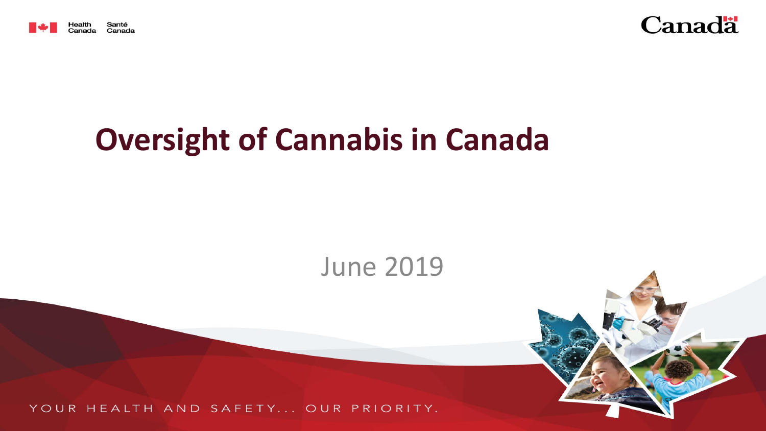Health Canada Santé Canada

Canada

# Oversight of Cannabis in Canada

June 2019

YOUR HEALTH AND SAFETY... OUR PRIORITY.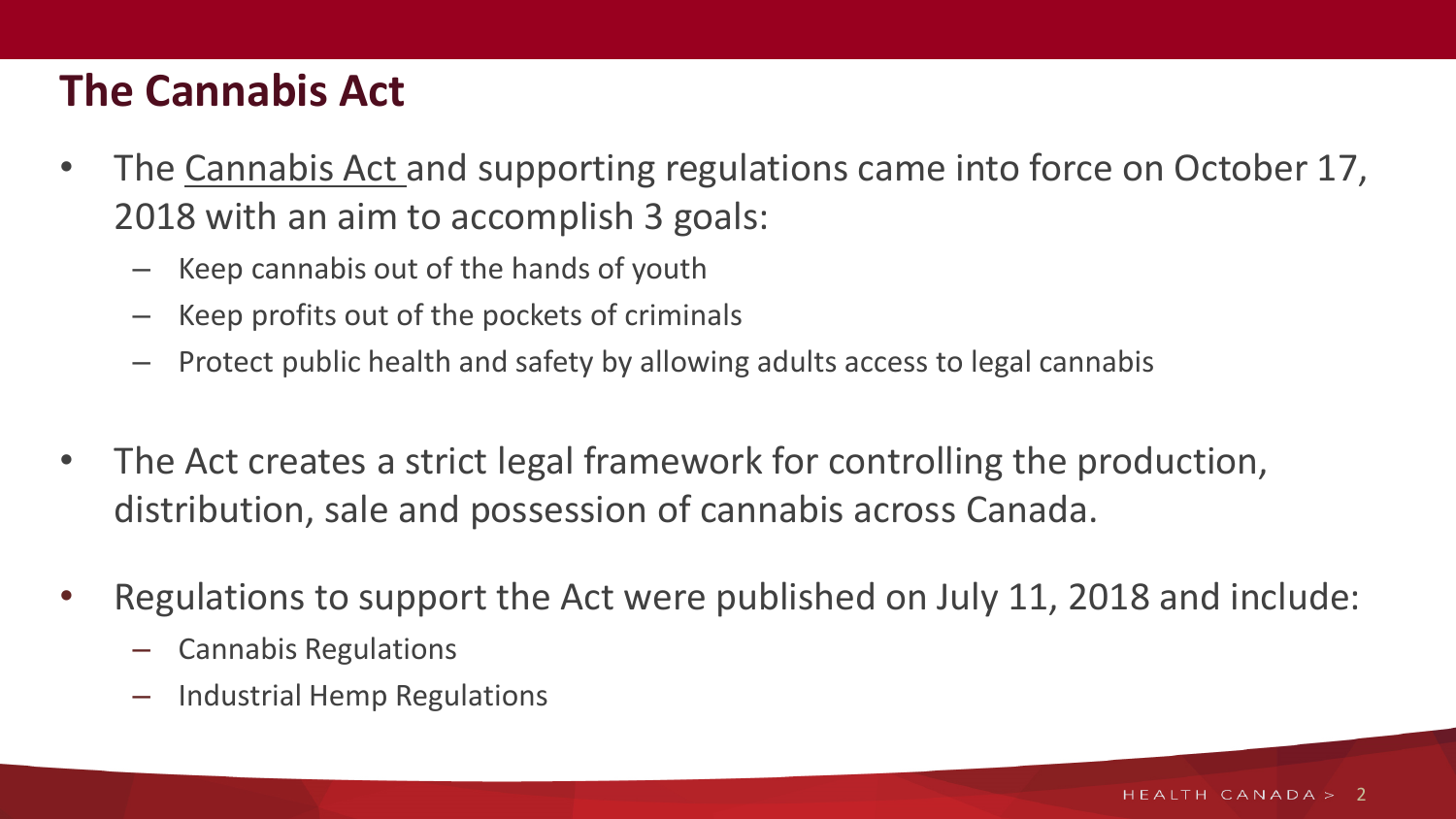## The Cannabis Act

- The Cannabis Act and supporting regulations came into force on October 17, 2018 with an aim to accomplish 3 goals:
  - Keep cannabis out of the hands of youth
  - Keep profits out of the pockets of criminals
  - Protect public health and safety by allowing adults access to legal cannabis

- The Act creates a strict legal framework for controlling the production, distribution, sale and possession of cannabis across Canada.

- Regulations to support the Act were published on July 11, 2018 and include:
  - Cannabis Regulations
  - Industrial Hemp Regulations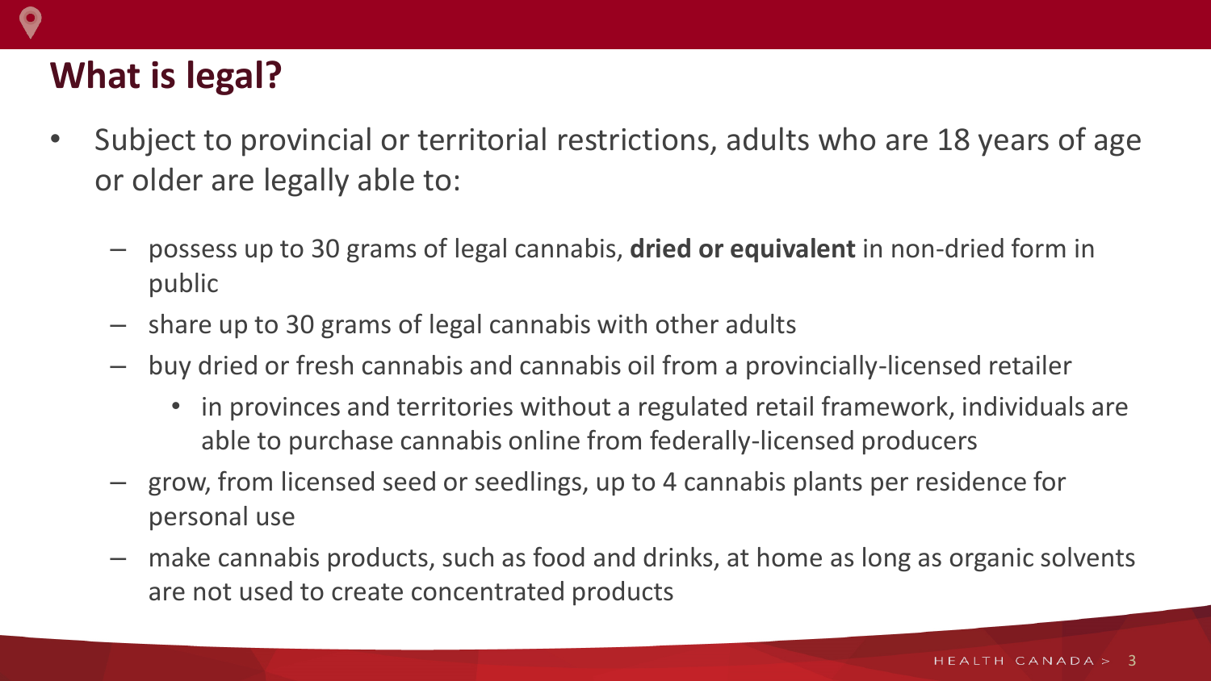## What is legal?

- Subject to provincial or territorial restrictions, adults who are 18 years of age or older are legally able to:
  - possess up to 30 grams of legal cannabis, **dried or equivalent** in non-dried form in public
  - share up to 30 grams of legal cannabis with other adults
  - buy dried or fresh cannabis and cannabis oil from a provincially-licensed retailer
    - in provinces and territories without a regulated retail framework, individuals are able to purchase cannabis online from federally-licensed producers
  - grow, from licensed seed or seedlings, up to 4 cannabis plants per residence for personal use
  - make cannabis products, such as food and drinks, at home as long as organic solvents are not used to create concentrated products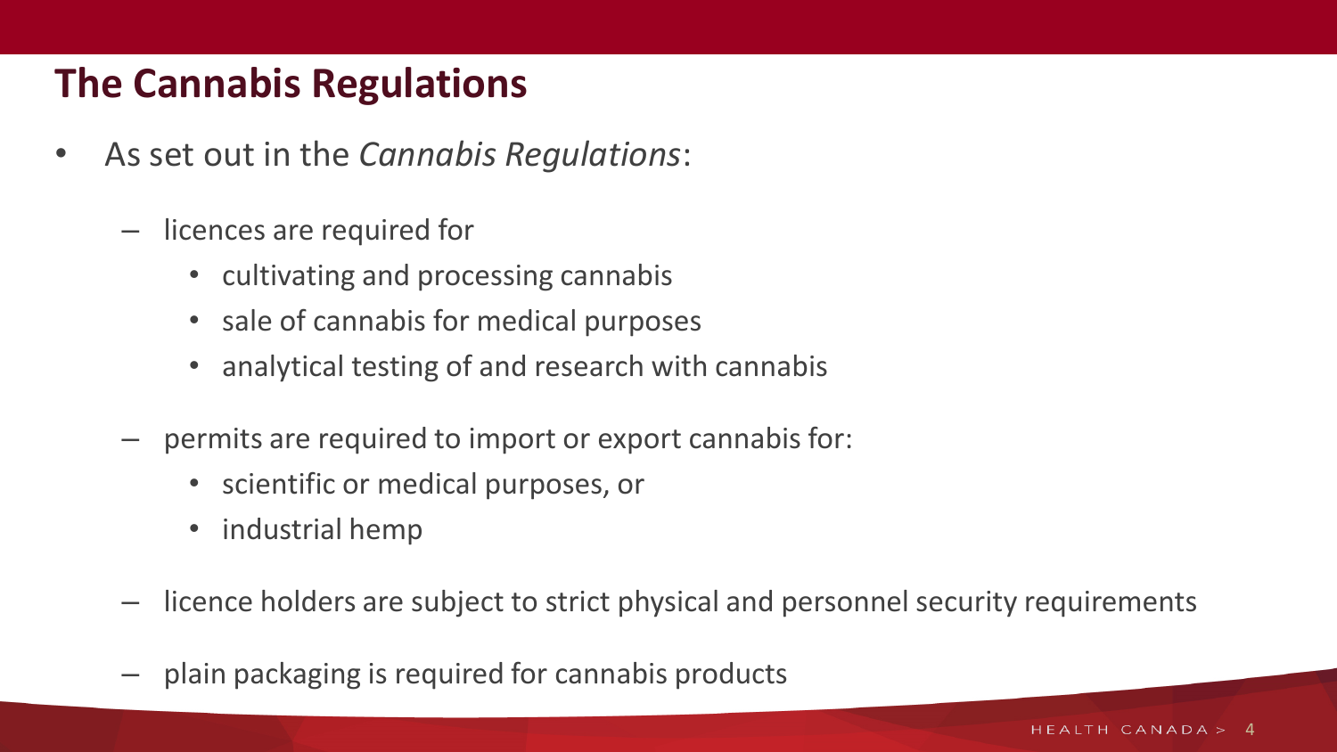## The Cannabis Regulations

- As set out in the *Cannabis Regulations*:
  - licences are required for
    - cultivating and processing cannabis
    - sale of cannabis for medical purposes
    - analytical testing of and research with cannabis
  - permits are required to import or export cannabis for:
    - scientific or medical purposes, or
    - industrial hemp
  - licence holders are subject to strict physical and personnel security requirements
  - plain packaging is required for cannabis products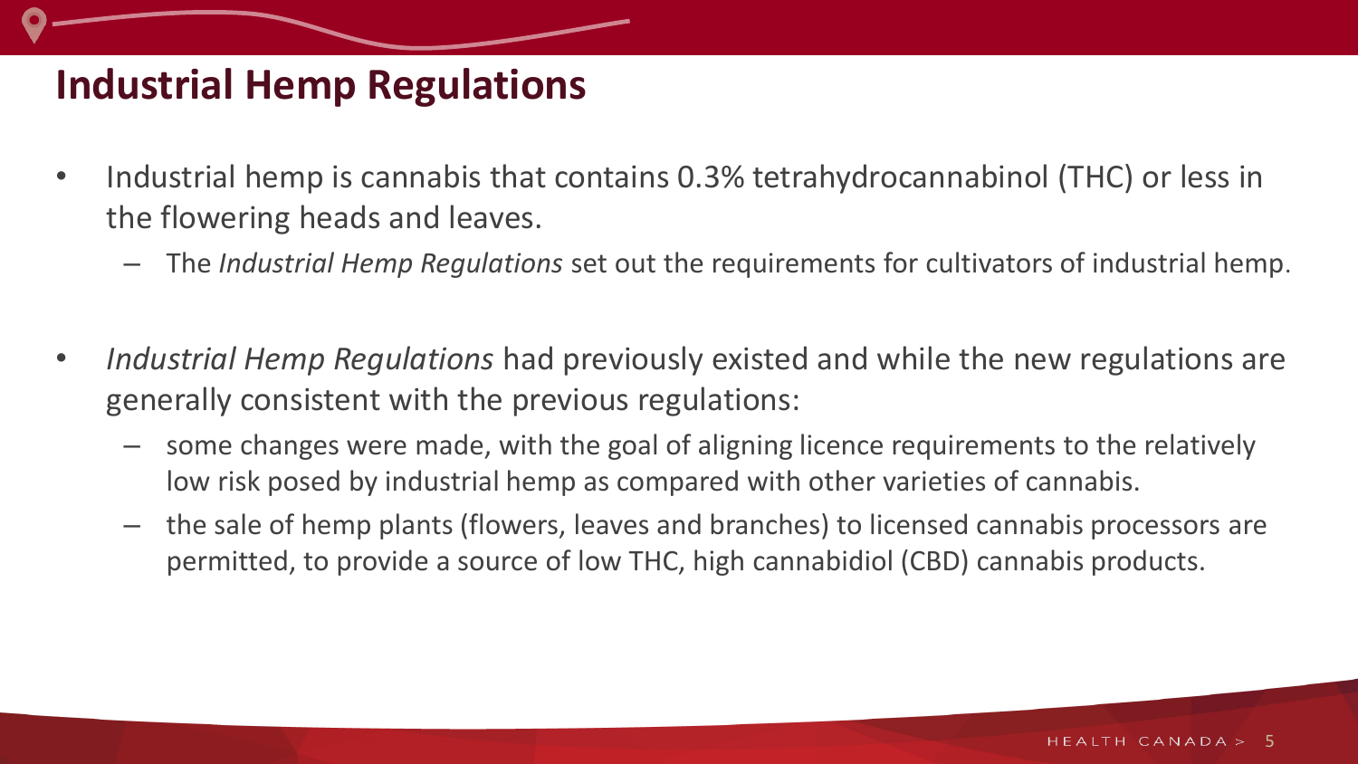# Industrial Hemp Regulations

- Industrial hemp is cannabis that contains 0.3% tetrahydrocannabinol (THC) or less in the flowering heads and leaves.
  - The *Industrial Hemp Regulations* set out the requirements for cultivators of industrial hemp.

- *Industrial Hemp Regulations* had previously existed and while the new regulations are generally consistent with the previous regulations:
  - some changes were made, with the goal of aligning licence requirements to the relatively low risk posed by industrial hemp as compared with other varieties of cannabis.
  - the sale of hemp plants (flowers, leaves and branches) to licensed cannabis processors are permitted, to provide a source of low THC, high cannabidiol (CBD) cannabis products.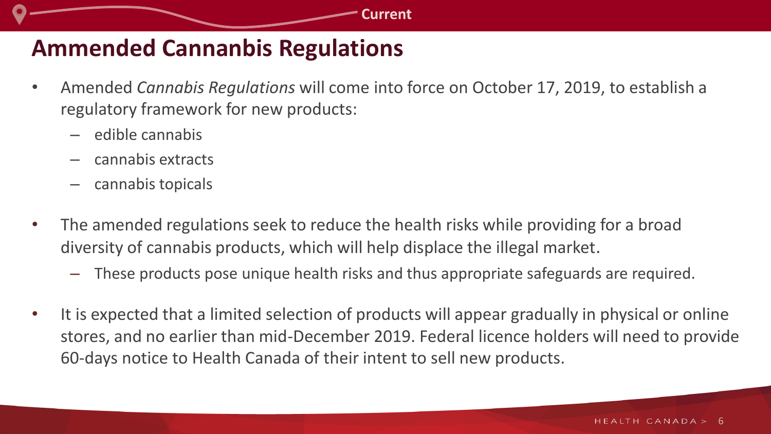# Ammended Cannanbis Regulations

- Amended *Cannabis Regulations* will come into force on October 17, 2019, to establish a regulatory framework for new products:
  - edible cannabis
  - cannabis extracts
  - cannabis topicals
- The amended regulations seek to reduce the health risks while providing for a broad diversity of cannabis products, which will help displace the illegal market.
  - These products pose unique health risks and thus appropriate safeguards are required.
- It is expected that a limited selection of products will appear gradually in physical or online stores, and no earlier than mid-December 2019. Federal licence holders will need to provide 60-days notice to Health Canada of their intent to sell new products.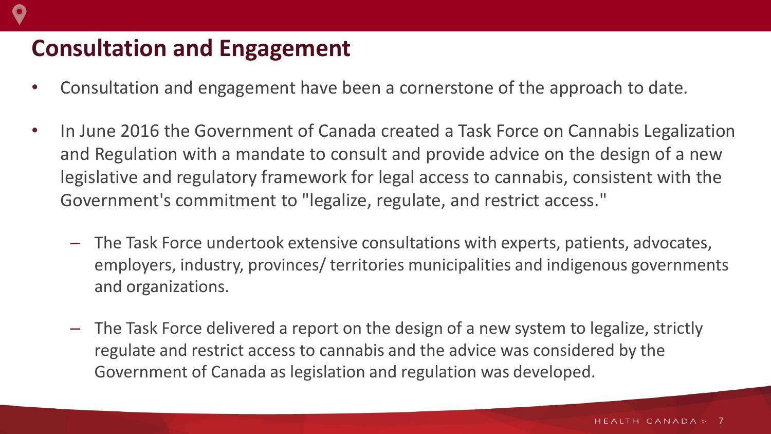## Consultation and Engagement

- Consultation and engagement have been a cornerstone of the approach to date.
- In June 2016 the Government of Canada created a Task Force on Cannabis Legalization and Regulation with a mandate to consult and provide advice on the design of a new legislative and regulatory framework for legal access to cannabis, consistent with the Government's commitment to "legalize, regulate, and restrict access."
  - The Task Force undertook extensive consultations with experts, patients, advocates, employers, industry, provinces/ territories municipalities and indigenous governments and organizations.
  - The Task Force delivered a report on the design of a new system to legalize, strictly regulate and restrict access to cannabis and the advice was considered by the Government of Canada as legislation and regulation was developed.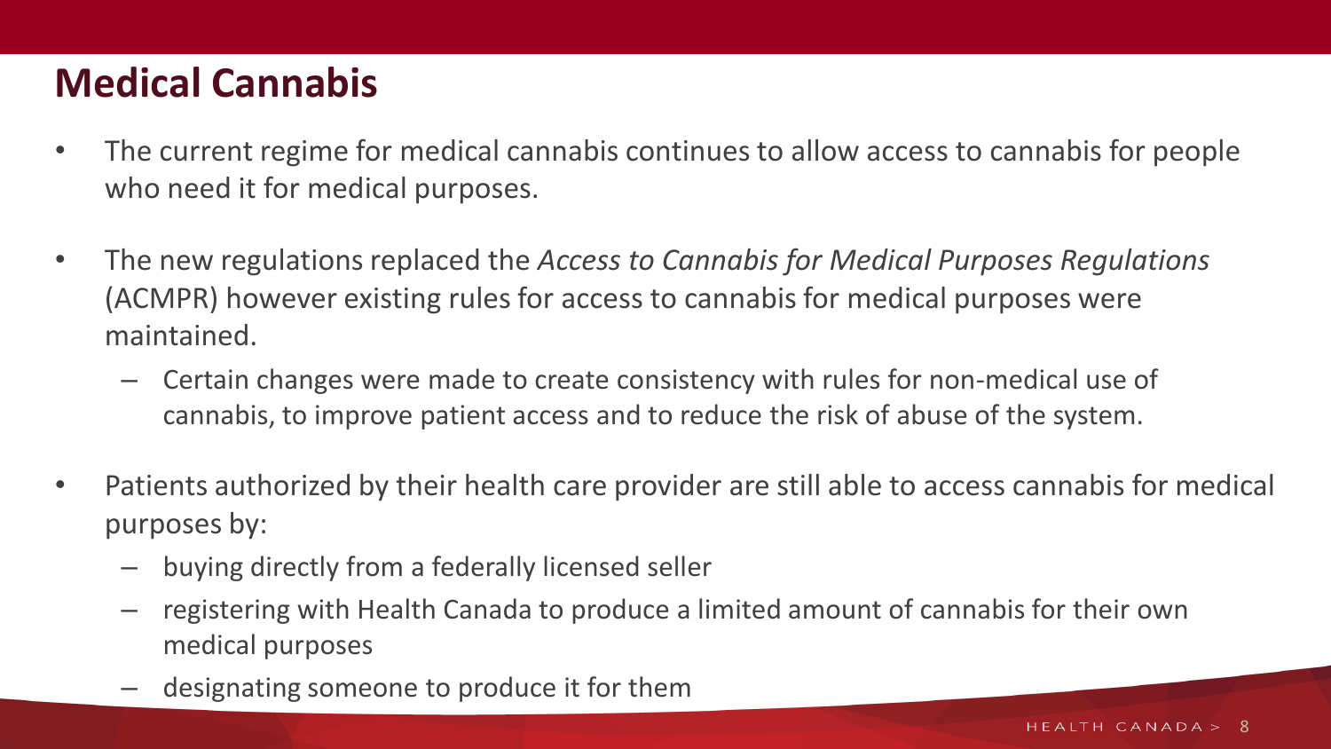# Medical Cannabis

- The current regime for medical cannabis continues to allow access to cannabis for people who need it for medical purposes.
- The new regulations replaced the *Access to Cannabis for Medical Purposes Regulations* (ACMPR) however existing rules for access to cannabis for medical purposes were maintained.
  - Certain changes were made to create consistency with rules for non-medical use of cannabis, to improve patient access and to reduce the risk of abuse of the system.
- Patients authorized by their health care provider are still able to access cannabis for medical purposes by:
  - buying directly from a federally licensed seller
  - registering with Health Canada to produce a limited amount of cannabis for their own medical purposes
  - designating someone to produce it for them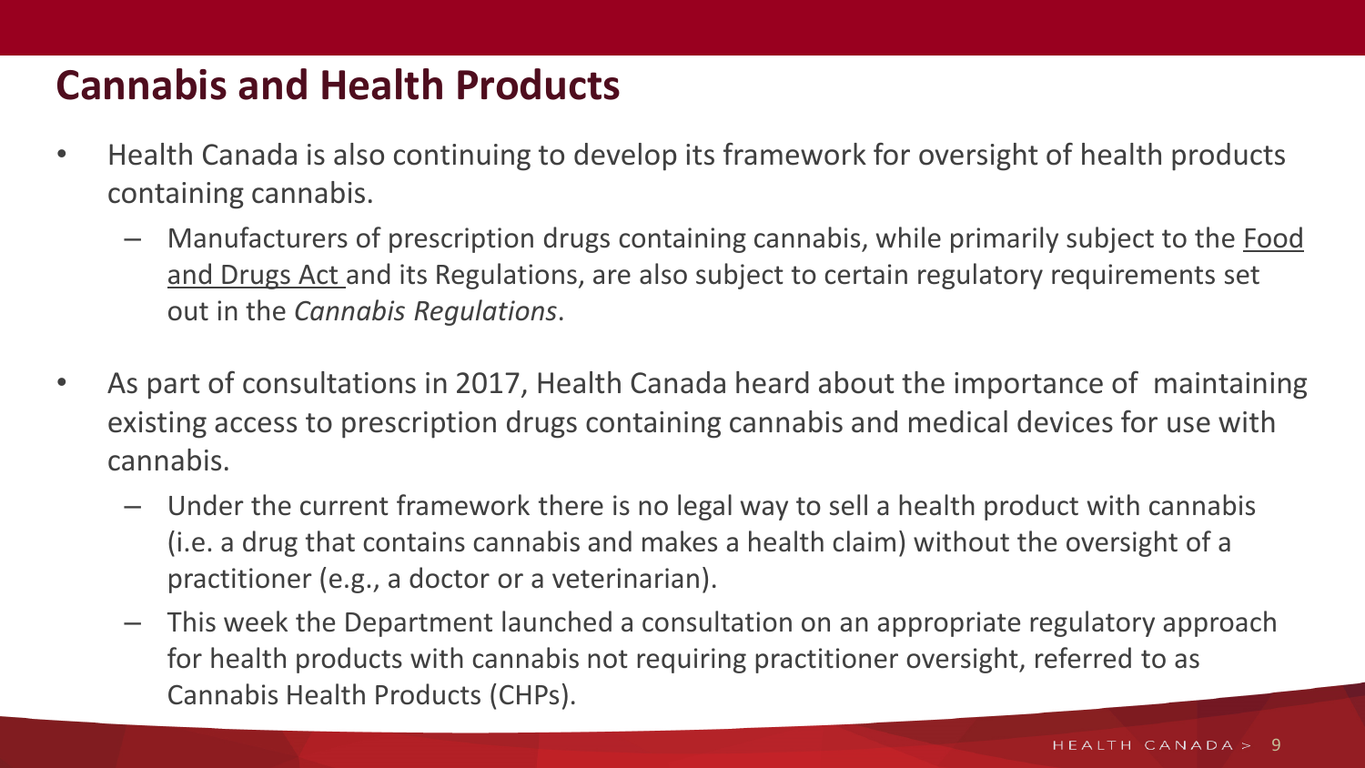## Cannabis and Health Products

- Health Canada is also continuing to develop its framework for oversight of health products containing cannabis.
  - Manufacturers of prescription drugs containing cannabis, while primarily subject to the Food and Drugs Act and its Regulations, are also subject to certain regulatory requirements set out in the *Cannabis Regulations*.
- As part of consultations in 2017, Health Canada heard about the importance of maintaining existing access to prescription drugs containing cannabis and medical devices for use with cannabis.
  - Under the current framework there is no legal way to sell a health product with cannabis (i.e. a drug that contains cannabis and makes a health claim) without the oversight of a practitioner (e.g., a doctor or a veterinarian).
  - This week the Department launched a consultation on an appropriate regulatory approach for health products with cannabis not requiring practitioner oversight, referred to as Cannabis Health Products (CHPs).